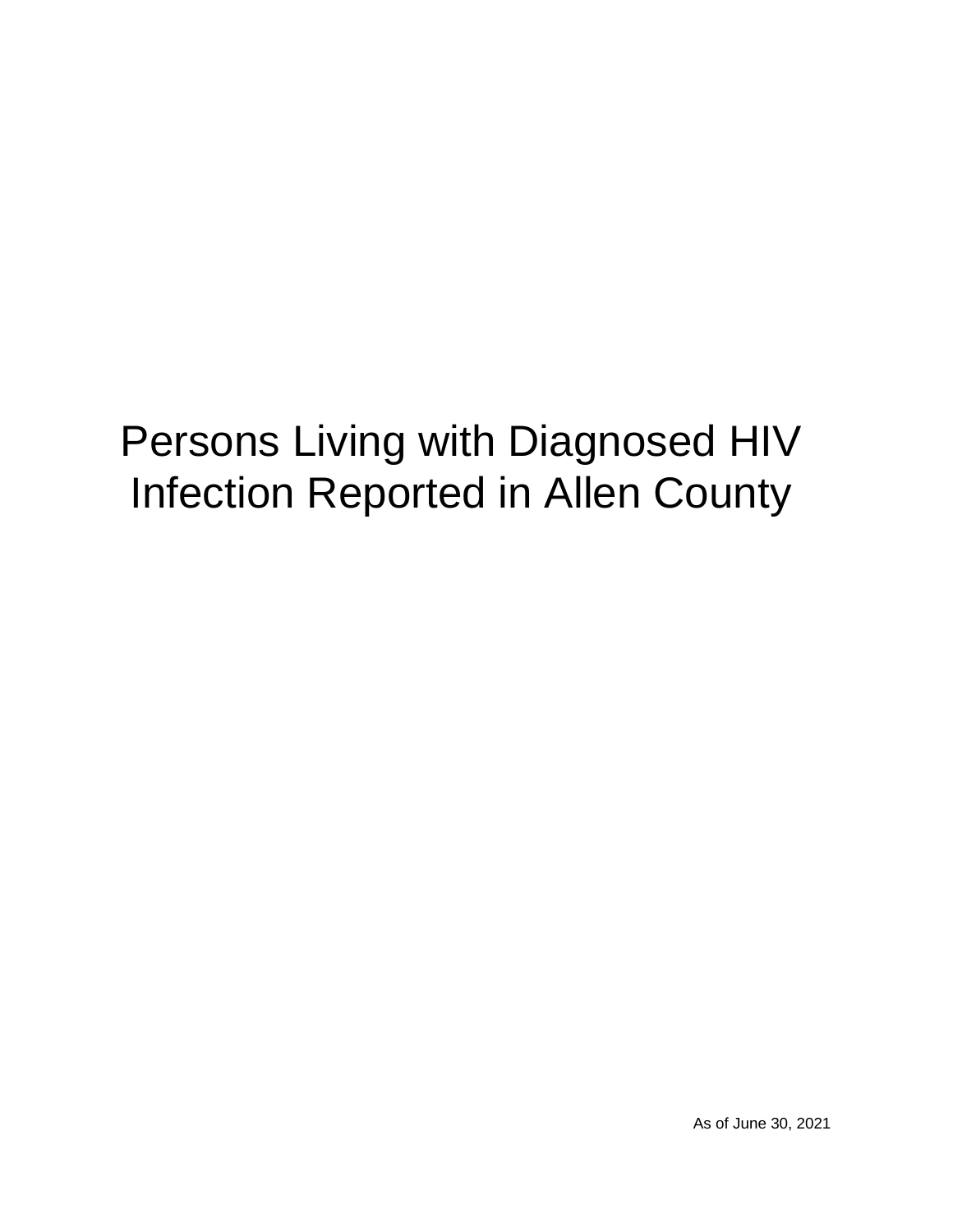# Persons Living with Diagnosed HIV Infection Reported in Allen County

As of June 30, 2021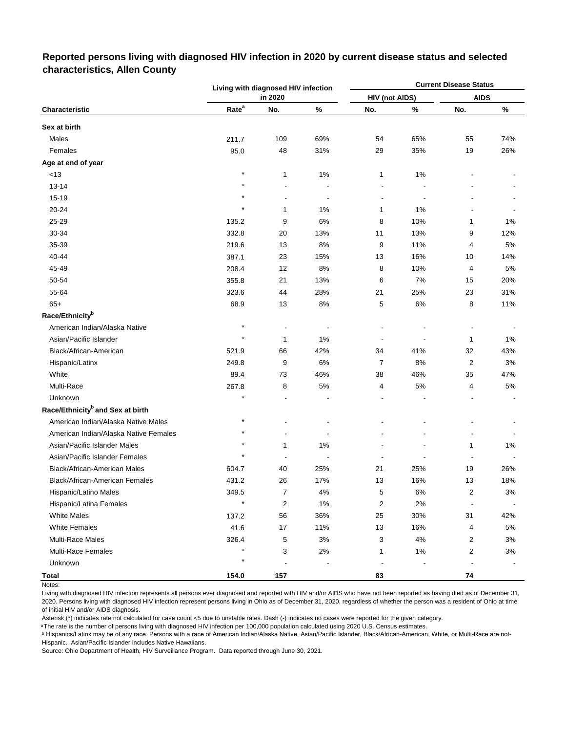**Reported persons living with diagnosed HIV infection in 2020 by current disease status and selected characteristics, Allen County**

| Characteristic | Living with diagnosed HIV infection in 2020 | | | Current Disease Status | | | |
|---|---|---|---|---|---|---|---|
| | | | | HIV (not AIDS) | | AIDS | |
| | Rate[a] | No. | % | No. | % | No. | % |
| **Sex at birth** | | | | | | | |
| Males | 211.7 | 109 | 69% | 54 | 65% | 55 | 74% |
| Females | 95.0 | 48 | 31% | 29 | 35% | 19 | 26% |
| **Age at end of year** | | | | | | | |
| <13 | * | 1 | 1% | 1 | 1% | - | - |
| 13-14 | * | - | - | - | - | - | - |
| 15-19 | * | - | - | - | - | - | - |
| 20-24 | * | 1 | 1% | 1 | 1% | - | - |
| 25-29 | 135.2 | 9 | 6% | 8 | 10% | 1 | 1% |
| 30-34 | 332.8 | 20 | 13% | 11 | 13% | 9 | 12% |
| 35-39 | 219.6 | 13 | 8% | 9 | 11% | 4 | 5% |
| 40-44 | 387.1 | 23 | 15% | 13 | 16% | 10 | 14% |
| 45-49 | 208.4 | 12 | 8% | 8 | 10% | 4 | 5% |
| 50-54 | 355.8 | 21 | 13% | 6 | 7% | 15 | 20% |
| 55-64 | 323.6 | 44 | 28% | 21 | 25% | 23 | 31% |
| 65+ | 68.9 | 13 | 8% | 5 | 6% | 8 | 11% |
| **Race/Ethnicity[b]** | | | | | | | |
| American Indian/Alaska Native | * | - | - | - | - | - | - |
| Asian/Pacific Islander | * | 1 | 1% | - | - | 1 | 1% |
| Black/African-American | 521.9 | 66 | 42% | 34 | 41% | 32 | 43% |
| Hispanic/Latinx | 249.8 | 9 | 6% | 7 | 8% | 2 | 3% |
| White | 89.4 | 73 | 46% | 38 | 46% | 35 | 47% |
| Multi-Race | 267.8 | 8 | 5% | 4 | 5% | 4 | 5% |
| Unknown | * | - | - | - | - | - | - |
| **Race/Ethnicity[b] and Sex at birth** | | | | | | | |
| American Indian/Alaska Native Males | * | - | - | - | - | - | - |
| American Indian/Alaska Native Females | * | - | - | - | - | - | - |
| Asian/Pacific Islander Males | * | 1 | 1% | - | - | 1 | 1% |
| Asian/Pacific Islander Females | * | - | - | - | - | - | - |
| Black/African-American Males | 604.7 | 40 | 25% | 21 | 25% | 19 | 26% |
| Black/African-American Females | 431.2 | 26 | 17% | 13 | 16% | 13 | 18% |
| Hispanic/Latino Males | 349.5 | 7 | 4% | 5 | 6% | 2 | 3% |
| Hispanic/Latina Females | * | 2 | 1% | 2 | 2% | - | - |
| White Males | 137.2 | 56 | 36% | 25 | 30% | 31 | 42% |
| White Females | 41.6 | 17 | 11% | 13 | 16% | 4 | 5% |
| Multi-Race Males | 326.4 | 5 | 3% | 3 | 4% | 2 | 3% |
| Multi-Race Females | * | 3 | 2% | 1 | 1% | 2 | 3% |
| Unknown | * | - | - | - | - | - | - |
| **Total** | **154.0** | **157** | | **83** | | **74** | |

Notes:

Living with diagnosed HIV infection represents all persons ever diagnosed and reported with HIV and/or AIDS who have not been reported as having died as of December 31, 2020. Persons living with diagnosed HIV infection represent persons living in Ohio as of December 31, 2020, regardless of whether the person was a resident of Ohio at time of initial HIV and/or AIDS diagnosis.

Asterisk (*) indicates rate not calculated for case count <5 due to unstable rates. Dash (-) indicates no cases were reported for the given category.

[a] The rate is the number of persons living with diagnosed HIV infection per 100,000 population calculated using 2020 U.S. Census estimates.

[b] Hispanics/Latinx may be of any race. Persons with a race of American Indian/Alaska Native, Asian/Pacific Islander, Black/African-American, White, or Multi-Race are not-Hispanic. Asian/Pacific Islander includes Native Hawaiians.

Source: Ohio Department of Health, HIV Surveillance Program. Data reported through June 30, 2021.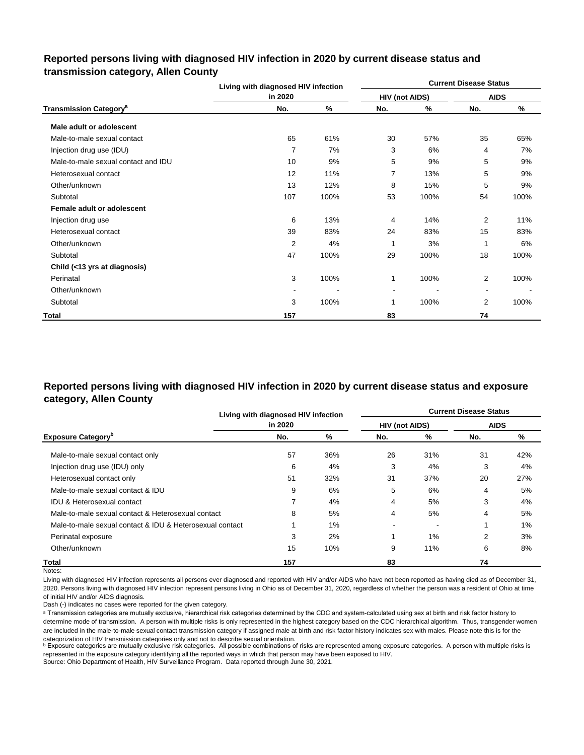## Reported persons living with diagnosed HIV infection in 2020 by current disease status and transmission category, Allen County

| Transmission Category[a] | Living with diagnosed HIV infection in 2020 | | Current Disease Status | | | |
|---|---|---|---|---|---|---|
| | | | HIV (not AIDS) | | AIDS | |
| | No. | % | No. | % | No. | % |
| **Male adult or adolescent** | | | | | | |
| Male-to-male sexual contact | 65 | 61% | 30 | 57% | 35 | 65% |
| Injection drug use (IDU) | 7 | 7% | 3 | 6% | 4 | 7% |
| Male-to-male sexual contact and IDU | 10 | 9% | 5 | 9% | 5 | 9% |
| Heterosexual contact | 12 | 11% | 7 | 13% | 5 | 9% |
| Other/unknown | 13 | 12% | 8 | 15% | 5 | 9% |
| Subtotal | 107 | 100% | 53 | 100% | 54 | 100% |
| **Female adult or adolescent** | | | | | | |
| Injection drug use | 6 | 13% | 4 | 14% | 2 | 11% |
| Heterosexual contact | 39 | 83% | 24 | 83% | 15 | 83% |
| Other/unknown | 2 | 4% | 1 | 3% | 1 | 6% |
| Subtotal | 47 | 100% | 29 | 100% | 18 | 100% |
| **Child (<13 yrs at diagnosis)** | | | | | | |
| Perinatal | 3 | 100% | 1 | 100% | 2 | 100% |
| Other/unknown | - | - | - | - | - | - |
| Subtotal | 3 | 100% | 1 | 100% | 2 | 100% |
| **Total** | **157** | | **83** | | **74** | |

## Reported persons living with diagnosed HIV infection in 2020 by current disease status and exposure category, Allen County

| Exposure Category[b] | Living with diagnosed HIV infection in 2020 | | Current Disease Status | | | |
|---|---|---|---|---|---|---|
| | | | HIV (not AIDS) | | AIDS | |
| | No. | % | No. | % | No. | % |
| Male-to-male sexual contact only | 57 | 36% | 26 | 31% | 31 | 42% |
| Injection drug use (IDU) only | 6 | 4% | 3 | 4% | 3 | 4% |
| Heterosexual contact only | 51 | 32% | 31 | 37% | 20 | 27% |
| Male-to-male sexual contact & IDU | 9 | 6% | 5 | 6% | 4 | 5% |
| IDU & Heterosexual contact | 7 | 4% | 4 | 5% | 3 | 4% |
| Male-to-male sexual contact & Heterosexual contact | 8 | 5% | 4 | 5% | 4 | 5% |
| Male-to-male sexual contact & IDU & Heterosexual contact | 1 | 1% | - | - | 1 | 1% |
| Perinatal exposure | 3 | 2% | 1 | 1% | 2 | 3% |
| Other/unknown | 15 | 10% | 9 | 11% | 6 | 8% |
| **Total** | **157** | | **83** | | **74** | |

Notes:

Living with diagnosed HIV infection represents all persons ever diagnosed and reported with HIV and/or AIDS who have not been reported as having died as of December 31, 2020. Persons living with diagnosed HIV infection represent persons living in Ohio as of December 31, 2020, regardless of whether the person was a resident of Ohio at time of initial HIV and/or AIDS diagnosis.

Dash (-) indicates no cases were reported for the given category.

[a] Transmission categories are mutually exclusive, hierarchical risk categories determined by the CDC and system-calculated using sex at birth and risk factor history to determine mode of transmission. A person with multiple risks is only represented in the highest category based on the CDC hierarchical algorithm. Thus, transgender women are included in the male-to-male sexual contact transmission category if assigned male at birth and risk factor history indicates sex with males. Please note this is for the categorization of HIV transmission categories only and not to describe sexual orientation.

[b] Exposure categories are mutually exclusive risk categories. All possible combinations of risks are represented among exposure categories. A person with multiple risks is represented in the exposure category identifying all the reported ways in which that person may have been exposed to HIV.

Source: Ohio Department of Health, HIV Surveillance Program. Data reported through June 30, 2021.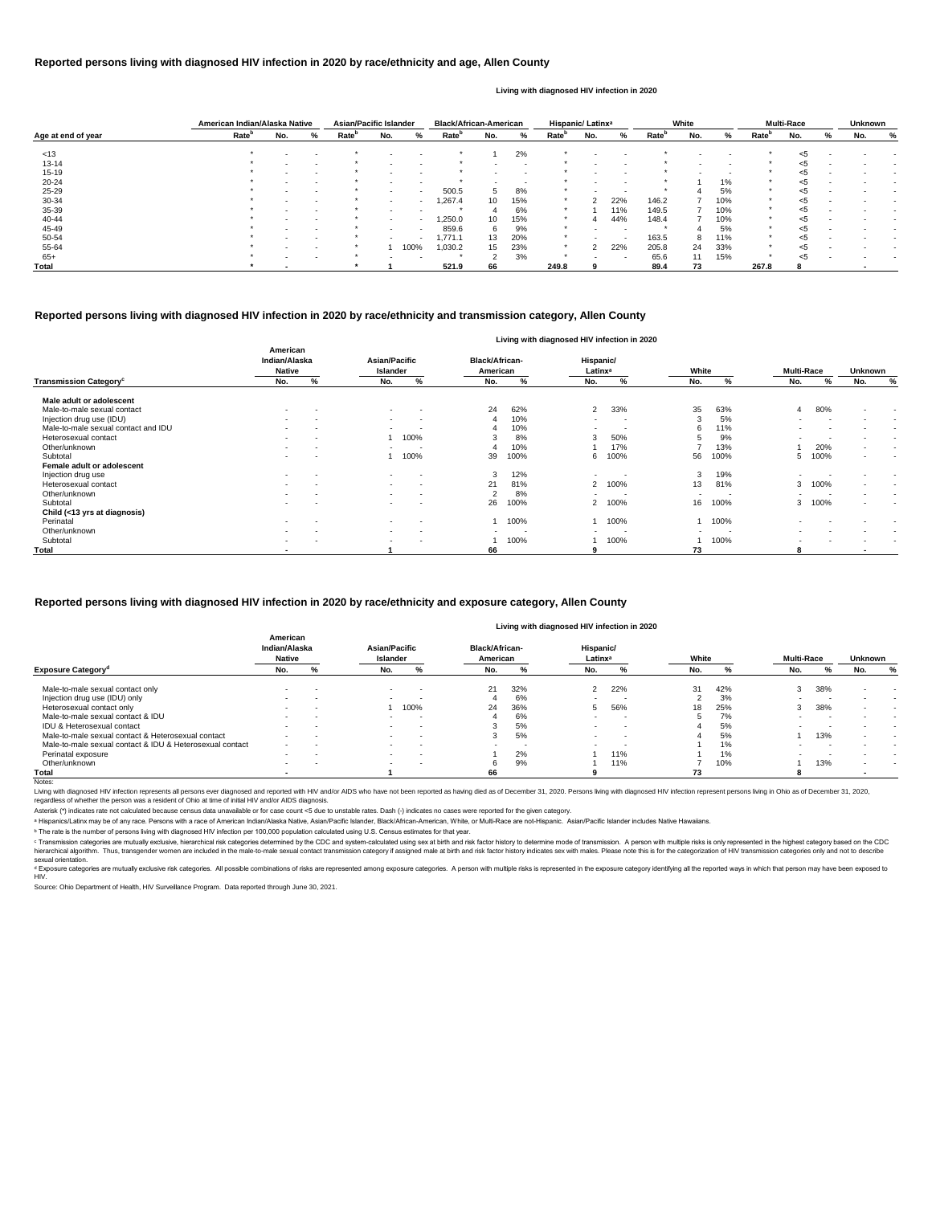## Reported persons living with diagnosed HIV infection in 2020 by race/ethnicity and age, Allen County

| Age at end of year | American Indian/Alaska Native Rate[b] | No. | % | Asian/Pacific Islander Rate[b] | No. | % | Black/African-American Rate[b] | No. | % | Hispanic/ Latinx[a] Rate[b] | No. | % | White Rate[b] | No. | % | Multi-Race Rate[b] | No. | % | Unknown No. | % |
|---|---|---|---|---|---|---|---|---|---|---|---|---|---|---|---|---|---|---|---|---|
| <13 | * | - | - | * | - | - | * | 1 | 2% | * | - | - | * | - | - | * | <5 | - | - | - |
| 13-14 | * | - | - | * | - | - | * | - | - | * | - | - | * | - | - | * | <5 | - | - | - |
| 15-19 | * | - | - | * | - | - | * | - | - | * | - | - | * | - | - | * | <5 | - | - | - |
| 20-24 | * | - | - | * | - | - | * | - | - | * | - | - | * | 1 | 1% | * | <5 | - | - | - |
| 25-29 | * | - | - | * | - | - | 500.5 | 5 | 8% | * | - | - | * | 4 | 5% | * | <5 | - | - | - |
| 30-34 | * | - | - | * | - | - | 1,267.4 | 10 | 15% | * | 2 | 22% | 146.2 | 7 | 10% | * | <5 | - | - | - |
| 35-39 | * | - | - | * | - | - | * | 4 | 6% | * | 1 | 11% | 149.5 | 7 | 10% | * | <5 | - | - | - |
| 40-44 | * | - | - | * | - | - | 1,250.0 | 10 | 15% | * | 4 | 44% | 148.4 | 7 | 10% | * | <5 | - | - | - |
| 45-49 | * | - | - | * | - | - | 859.6 | 6 | 9% | * | - | - | * | 4 | 5% | * | <5 | - | - | - |
| 50-54 | * | - | - | * | - | - | 1,771.1 | 13 | 20% | * | - | - | 163.5 | 8 | 11% | * | <5 | - | - | - |
| 55-64 | * | - | - | * | 1 | 100% | 1,030.2 | 15 | 23% | * | 2 | 22% | 205.8 | 24 | 33% | * | <5 | - | - | - |
| 65+ | * | - | - | * | - | - | * | 2 | 3% | * | - | - | 65.6 | 11 | 15% | * | <5 | - | - | - |
| **Total** | * | - | | * | 1 | | 521.9 | 66 | | 249.8 | 9 | | 89.4 | 73 | | 267.8 | 8 | | - | |

## Reported persons living with diagnosed HIV infection in 2020 by race/ethnicity and transmission category, Allen County

| Transmission Category[c] | American Indian/Alaska Native No. | % | Asian/Pacific Islander No. | % | Black/African-American No. | % | Hispanic/ Latinx[a] No. | % | White No. | % | Multi-Race No. | % | Unknown No. | % |
|---|---|---|---|---|---|---|---|---|---|---|---|---|---|---|
| **Male adult or adolescent** | | | | | | | | | | | | | | |
| Male-to-male sexual contact | - | - | - | - | 24 | 62% | 2 | 33% | 35 | 63% | 4 | 80% | - | - |
| Injection drug use (IDU) | - | - | - | - | 4 | 10% | - | - | 3 | 5% | - | - | - | - |
| Male-to-male sexual contact and IDU | - | - | - | - | 4 | 10% | - | - | 6 | 11% | - | - | - | - |
| Heterosexual contact | - | - | 1 | 100% | 3 | 8% | 3 | 50% | 5 | 9% | - | - | - | - |
| Other/unknown | - | - | - | - | 4 | 10% | 1 | 17% | 7 | 13% | 1 | 20% | - | - |
| Subtotal | - | - | 1 | 100% | 39 | 100% | 6 | 100% | 56 | 100% | 5 | 100% | - | - |
| **Female adult or adolescent** | | | | | | | | | | | | | | |
| Injection drug use | - | - | - | - | 3 | 12% | - | - | 3 | 19% | - | - | - | - |
| Heterosexual contact | - | - | - | - | 21 | 81% | 2 | 100% | 13 | 81% | 3 | 100% | - | - |
| Other/unknown | - | - | - | - | 2 | 8% | - | - | - | - | - | - | - | - |
| Subtotal | - | - | - | - | 26 | 100% | 2 | 100% | 16 | 100% | 3 | 100% | - | - |
| **Child (<13 yrs at diagnosis)** | | | | | | | | | | | | | | |
| Perinatal | - | - | - | - | 1 | 100% | 1 | 100% | 1 | 100% | - | - | - | - |
| Other/unknown | - | - | - | - | - | - | - | - | - | - | - | - | - | - |
| Subtotal | - | - | - | - | 1 | 100% | 1 | 100% | 1 | 100% | - | - | - | - |
| **Total** | - | | 1 | | 66 | | 9 | | 73 | | 8 | | - | |

## Reported persons living with diagnosed HIV infection in 2020 by race/ethnicity and exposure category, Allen County

| Exposure Category[d] | American Indian/Alaska Native No. | % | Asian/Pacific Islander No. | % | Black/African-American No. | % | Hispanic/ Latinx[a] No. | % | White No. | % | Multi-Race No. | % | Unknown No. | % |
|---|---|---|---|---|---|---|---|---|---|---|---|---|---|---|
| Male-to-male sexual contact only | - | - | - | - | 21 | 32% | 2 | 22% | 31 | 42% | 3 | 38% | - | - |
| Injection drug use (IDU) only | - | - | - | - | 4 | 6% | - | - | 2 | 3% | - | - | - | - |
| Heterosexual contact only | - | - | 1 | 100% | 24 | 36% | 5 | 56% | 18 | 25% | 3 | 38% | - | - |
| Male-to-male sexual contact & IDU | - | - | - | - | 4 | 6% | - | - | 5 | 7% | - | - | - | - |
| IDU & Heterosexual contact | - | - | - | - | 3 | 5% | - | - | 4 | 5% | - | - | - | - |
| Male-to-male sexual contact & Heterosexual contact | - | - | - | - | 3 | 5% | - | - | 4 | 5% | 1 | 13% | - | - |
| Male-to-male sexual contact & IDU & Heterosexual contact | - | - | - | - | - | - | - | - | 1 | 1% | - | - | - | - |
| Perinatal exposure | - | - | - | - | 1 | 2% | 1 | 11% | 1 | 1% | - | - | - | - |
| Other/unknown | - | - | - | - | 6 | 9% | 1 | 11% | 7 | 10% | 1 | 13% | - | - |
| **Total** | - | | 1 | | 66 | | 9 | | 73 | | 8 | | - | |

Notes:

Living with diagnosed HIV infection represents all persons ever diagnosed and reported with HIV and/or AIDS who have not been reported as having died as of December 31, 2020. Persons living with diagnosed HIV infection represent persons living in Ohio as of December 31, 2020, regardless of whether the person was a resident of Ohio at time of initial HIV and/or AIDS diagnosis.

Asterisk (*) indicates rate not calculated because census data unavailable or for case count <5 due to unstable rates. Dash (-) indicates no cases were reported for the given category.

[a] Hispanics/Latinx may be of any race. Persons with a race of American Indian/Alaska Native, Asian/Pacific Islander, Black/African-American, White, or Multi-Race are not-Hispanic. Asian/Pacific Islander includes Native Hawaiians.

[b] The rate is the number of persons living with diagnosed HIV infection per 100,000 population calculated using U.S. Census estimates for that year.

[c] Transmission categories are mutually exclusive, hierarchical risk categories determined by the CDC and system-calculated using sex at birth and risk factor history to determine mode of transmission. A person with multiple risks is only represented in the highest category based on the CDC hierarchical algorithm. Thus, transgender women are included in the male-to-male sexual contact transmission category if assigned male at birth and risk factor history indicates sex with males. Please note this is for the categorization of HIV transmission categories only and not to describe sexual orientation.

[d] Exposure categories are mutually exclusive risk categories. All possible combinations of risks are represented among exposure categories. A person with multiple risks is represented in the exposure category identifying all the reported ways in which that person may have been exposed to HIV.

Source: Ohio Department of Health, HIV Surveillance Program. Data reported through June 30, 2021.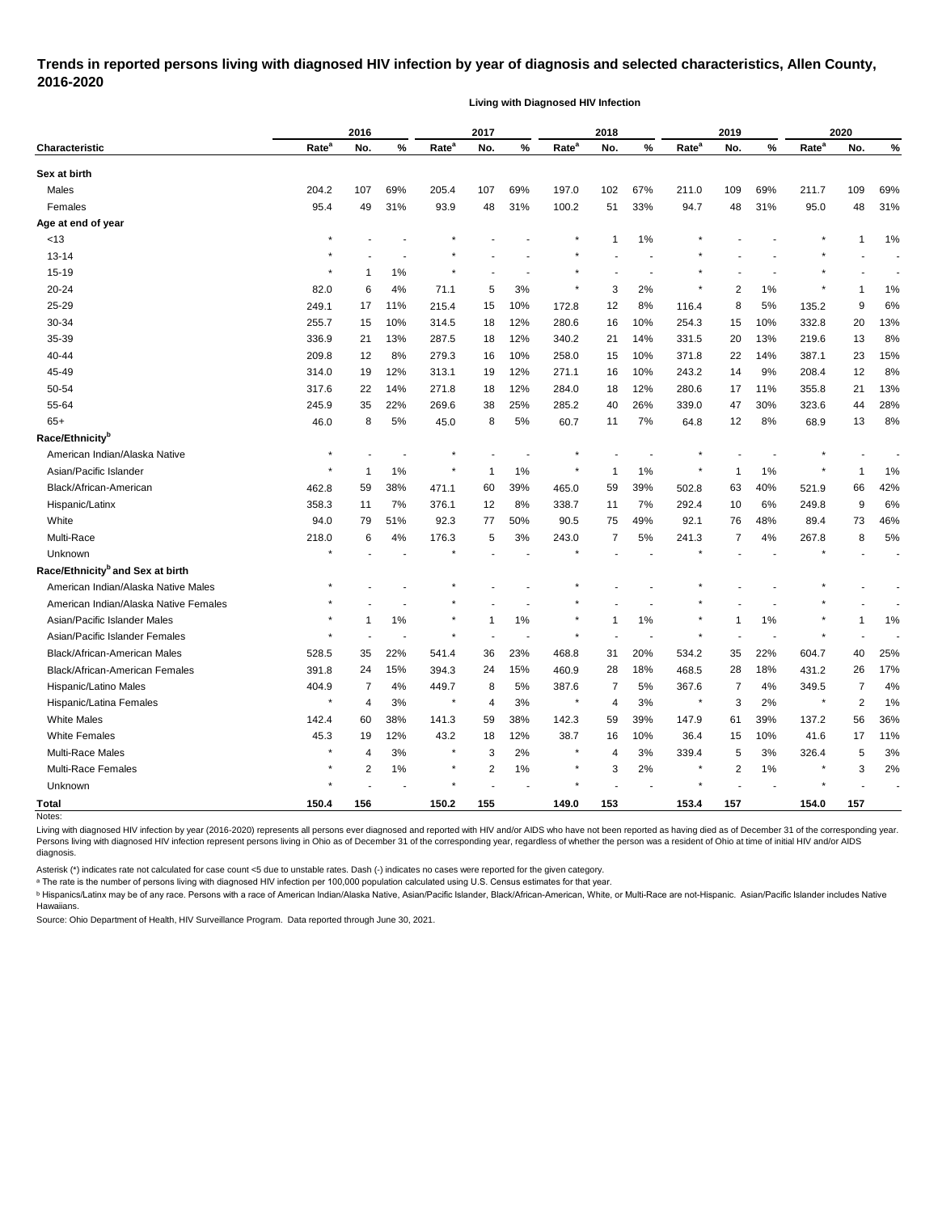# Trends in reported persons living with diagnosed HIV infection by year of diagnosis and selected characteristics, Allen County, 2016-2020

**Living with Diagnosed HIV Infection**

| Characteristic | 2016 | | | 2017 | | | 2018 | | | 2019 | | | 2020 | | |
|---|---|---|---|---|---|---|---|---|---|---|---|---|---|---|---|
| | Rate[a] | No. | % | Rate[a] | No. | % | Rate[a] | No. | % | Rate[a] | No. | % | Rate[a] | No. | % |
| **Sex at birth** | | | | | | | | | | | | | | | |
| Males | 204.2 | 107 | 69% | 205.4 | 107 | 69% | 197.0 | 102 | 67% | 211.0 | 109 | 69% | 211.7 | 109 | 69% |
| Females | 95.4 | 49 | 31% | 93.9 | 48 | 31% | 100.2 | 51 | 33% | 94.7 | 48 | 31% | 95.0 | 48 | 31% |
| **Age at end of year** | | | | | | | | | | | | | | | |
| <13 | * | - | - | * | - | - | * | 1 | 1% | * | - | - | * | 1 | 1% |
| 13-14 | * | - | - | * | - | - | * | - | - | * | - | - | * | - | - |
| 15-19 | * | 1 | 1% | * | - | - | * | - | - | * | - | - | * | - | - |
| 20-24 | 82.0 | 6 | 4% | 71.1 | 5 | 3% | * | 3 | 2% | * | 2 | 1% | * | 1 | 1% |
| 25-29 | 249.1 | 17 | 11% | 215.4 | 15 | 10% | 172.8 | 12 | 8% | 116.4 | 8 | 5% | 135.2 | 9 | 6% |
| 30-34 | 255.7 | 15 | 10% | 314.5 | 18 | 12% | 280.6 | 16 | 10% | 254.3 | 15 | 10% | 332.8 | 20 | 13% |
| 35-39 | 336.9 | 21 | 13% | 287.5 | 18 | 12% | 340.2 | 21 | 14% | 331.5 | 20 | 13% | 219.6 | 13 | 8% |
| 40-44 | 209.8 | 12 | 8% | 279.3 | 16 | 10% | 258.0 | 15 | 10% | 371.8 | 22 | 14% | 387.1 | 23 | 15% |
| 45-49 | 314.0 | 19 | 12% | 313.1 | 19 | 12% | 271.1 | 16 | 10% | 243.2 | 14 | 9% | 208.4 | 12 | 8% |
| 50-54 | 317.6 | 22 | 14% | 271.8 | 18 | 12% | 284.0 | 18 | 12% | 280.6 | 17 | 11% | 355.8 | 21 | 13% |
| 55-64 | 245.9 | 35 | 22% | 269.6 | 38 | 25% | 285.2 | 40 | 26% | 339.0 | 47 | 30% | 323.6 | 44 | 28% |
| 65+ | 46.0 | 8 | 5% | 45.0 | 8 | 5% | 60.7 | 11 | 7% | 64.8 | 12 | 8% | 68.9 | 13 | 8% |
| **Race/Ethnicity[b]** | | | | | | | | | | | | | | | |
| American Indian/Alaska Native | * | - | - | * | - | - | * | - | - | * | - | - | * | - | - |
| Asian/Pacific Islander | * | 1 | 1% | * | 1 | 1% | * | 1 | 1% | * | 1 | 1% | * | 1 | 1% |
| Black/African-American | 462.8 | 59 | 38% | 471.1 | 60 | 39% | 465.0 | 59 | 39% | 502.8 | 63 | 40% | 521.9 | 66 | 42% |
| Hispanic/Latinx | 358.3 | 11 | 7% | 376.1 | 12 | 8% | 338.7 | 11 | 7% | 292.4 | 10 | 6% | 249.8 | 9 | 6% |
| White | 94.0 | 79 | 51% | 92.3 | 77 | 50% | 90.5 | 75 | 49% | 92.1 | 76 | 48% | 89.4 | 73 | 46% |
| Multi-Race | 218.0 | 6 | 4% | 176.3 | 5 | 3% | 243.0 | 7 | 5% | 241.3 | 7 | 4% | 267.8 | 8 | 5% |
| Unknown | * | - | - | * | - | - | * | - | - | * | - | - | * | - | - |
| **Race/Ethnicity[b] and Sex at birth** | | | | | | | | | | | | | | | |
| American Indian/Alaska Native Males | * | - | - | * | - | - | * | - | - | * | - | - | * | - | - |
| American Indian/Alaska Native Females | * | - | - | * | - | - | * | - | - | * | - | - | * | - | - |
| Asian/Pacific Islander Males | * | 1 | 1% | * | 1 | 1% | * | 1 | 1% | * | 1 | 1% | * | 1 | 1% |
| Asian/Pacific Islander Females | * | - | - | * | - | - | * | - | - | * | - | - | * | - | - |
| Black/African-American Males | 528.5 | 35 | 22% | 541.4 | 36 | 23% | 468.8 | 31 | 20% | 534.2 | 35 | 22% | 604.7 | 40 | 25% |
| Black/African-American Females | 391.8 | 24 | 15% | 394.3 | 24 | 15% | 460.9 | 28 | 18% | 468.5 | 28 | 18% | 431.2 | 26 | 17% |
| Hispanic/Latino Males | 404.9 | 7 | 4% | 449.7 | 8 | 5% | 387.6 | 7 | 5% | 367.6 | 7 | 4% | 349.5 | 7 | 4% |
| Hispanic/Latina Females | * | 4 | 3% | * | 4 | 3% | * | 4 | 3% | * | 3 | 2% | * | 2 | 1% |
| White Males | 142.4 | 60 | 38% | 141.3 | 59 | 38% | 142.3 | 59 | 39% | 147.9 | 61 | 39% | 137.2 | 56 | 36% |
| White Females | 45.3 | 19 | 12% | 43.2 | 18 | 12% | 38.7 | 16 | 10% | 36.4 | 15 | 10% | 41.6 | 17 | 11% |
| Multi-Race Males | * | 4 | 3% | * | 3 | 2% | * | 4 | 3% | 339.4 | 5 | 3% | 326.4 | 5 | 3% |
| Multi-Race Females | * | 2 | 1% | * | 2 | 1% | * | 3 | 2% | * | 2 | 1% | * | 3 | 2% |
| Unknown | * | - | - | * | - | - | * | - | - | * | - | - | * | - | - |
| **Total** | **150.4** | **156** | | **150.2** | **155** | | **149.0** | **153** | | **153.4** | **157** | | **154.0** | **157** | |

Notes:

Living with diagnosed HIV infection by year (2016-2020) represents all persons ever diagnosed and reported with HIV and/or AIDS who have not been reported as having died as of December 31 of the corresponding year. Persons living with diagnosed HIV infection represent persons living in Ohio as of December 31 of the corresponding year, regardless of whether the person was a resident of Ohio at time of initial HIV and/or AIDS diagnosis.

Asterisk (*) indicates rate not calculated for case count <5 due to unstable rates. Dash (-) indicates no cases were reported for the given category.

[a] The rate is the number of persons living with diagnosed HIV infection per 100,000 population calculated using U.S. Census estimates for that year.

[b] Hispanics/Latinx may be of any race. Persons with a race of American Indian/Alaska Native, Asian/Pacific Islander, Black/African-American, White, or Multi-Race are not-Hispanic. Asian/Pacific Islander includes Native Hawaiians.

Source: Ohio Department of Health, HIV Surveillance Program. Data reported through June 30, 2021.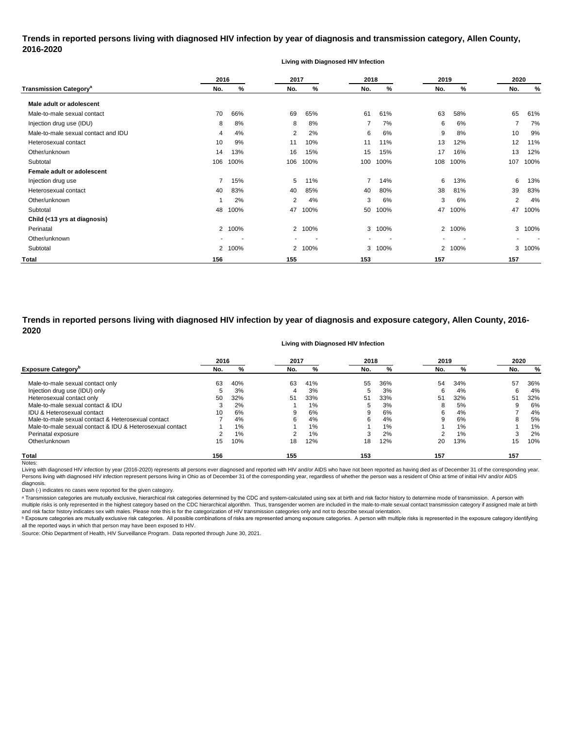## Trends in reported persons living with diagnosed HIV infection by year of diagnosis and transmission category, Allen County, 2016-2020

**Living with Diagnosed HIV Infection**

| Transmission Category[a] | 2016 No. | 2016 % | 2017 No. | 2017 % | 2018 No. | 2018 % | 2019 No. | 2019 % | 2020 No. | 2020 % |
|---|---|---|---|---|---|---|---|---|---|---|
| **Male adult or adolescent** | | | | | | | | | | |
| Male-to-male sexual contact | 70 | 66% | 69 | 65% | 61 | 61% | 63 | 58% | 65 | 61% |
| Injection drug use (IDU) | 8 | 8% | 8 | 8% | 7 | 7% | 6 | 6% | 7 | 7% |
| Male-to-male sexual contact and IDU | 4 | 4% | 2 | 2% | 6 | 6% | 9 | 8% | 10 | 9% |
| Heterosexual contact | 10 | 9% | 11 | 10% | 11 | 11% | 13 | 12% | 12 | 11% |
| Other/unknown | 14 | 13% | 16 | 15% | 15 | 15% | 17 | 16% | 13 | 12% |
| Subtotal | 106 | 100% | 106 | 100% | 100 | 100% | 108 | 100% | 107 | 100% |
| **Female adult or adolescent** | | | | | | | | | | |
| Injection drug use | 7 | 15% | 5 | 11% | 7 | 14% | 6 | 13% | 6 | 13% |
| Heterosexual contact | 40 | 83% | 40 | 85% | 40 | 80% | 38 | 81% | 39 | 83% |
| Other/unknown | 1 | 2% | 2 | 4% | 3 | 6% | 3 | 6% | 2 | 4% |
| Subtotal | 48 | 100% | 47 | 100% | 50 | 100% | 47 | 100% | 47 | 100% |
| **Child (<13 yrs at diagnosis)** | | | | | | | | | | |
| Perinatal | 2 | 100% | 2 | 100% | 3 | 100% | 2 | 100% | 3 | 100% |
| Other/unknown | - | - | - | - | - | - | - | - | - | - |
| Subtotal | 2 | 100% | 2 | 100% | 3 | 100% | 2 | 100% | 3 | 100% |
| **Total** | **156** | | **155** | | **153** | | **157** | | **157** | |

## Trends in reported persons living with diagnosed HIV infection by year of diagnosis and exposure category, Allen County, 2016-2020

**Living with Diagnosed HIV Infection**

| Exposure Category[b] | 2016 No. | 2016 % | 2017 No. | 2017 % | 2018 No. | 2018 % | 2019 No. | 2019 % | 2020 No. | 2020 % |
|---|---|---|---|---|---|---|---|---|---|---|
| Male-to-male sexual contact only | 63 | 40% | 63 | 41% | 55 | 36% | 54 | 34% | 57 | 36% |
| Injection drug use (IDU) only | 5 | 3% | 4 | 3% | 5 | 3% | 6 | 4% | 6 | 4% |
| Heterosexual contact only | 50 | 32% | 51 | 33% | 51 | 33% | 51 | 32% | 51 | 32% |
| Male-to-male sexual contact & IDU | 3 | 2% | 1 | 1% | 5 | 3% | 8 | 5% | 9 | 6% |
| IDU & Heterosexual contact | 10 | 6% | 9 | 6% | 9 | 6% | 6 | 4% | 7 | 4% |
| Male-to-male sexual contact & Heterosexual contact | 7 | 4% | 6 | 4% | 6 | 4% | 9 | 6% | 8 | 5% |
| Male-to-male sexual contact & IDU & Heterosexual contact | 1 | 1% | 1 | 1% | 1 | 1% | 1 | 1% | 1 | 1% |
| Perinatal exposure | 2 | 1% | 2 | 1% | 3 | 2% | 2 | 1% | 3 | 2% |
| Other/unknown | 15 | 10% | 18 | 12% | 18 | 12% | 20 | 13% | 15 | 10% |
| **Total** | **156** | | **155** | | **153** | | **157** | | **157** | |

Notes:

Living with diagnosed HIV infection by year (2016-2020) represents all persons ever diagnosed and reported with HIV and/or AIDS who have not been reported as having died as of December 31 of the corresponding year. Persons living with diagnosed HIV infection represent persons living in Ohio as of December 31 of the corresponding year, regardless of whether the person was a resident of Ohio at time of initial HIV and/or AIDS diagnosis.

Dash (-) indicates no cases were reported for the given category.

[a] Transmission categories are mutually exclusive, hierarchical risk categories determined by the CDC and system-calculated using sex at birth and risk factor history to determine mode of transmission. A person with multiple risks is only represented in the highest category based on the CDC hierarchical algorithm. Thus, transgender women are included in the male-to-male sexual contact transmission category if assigned male at birth and risk factor history indicates sex with males. Please note this is for the categorization of HIV transmission categories only and not to describe sexual orientation.

[b] Exposure categories are mutually exclusive risk categories. All possible combinations of risks are represented among exposure categories. A person with multiple risks is represented in the exposure category identifying all the reported ways in which that person may have been exposed to HIV.

Source: Ohio Department of Health, HIV Surveillance Program. Data reported through June 30, 2021.